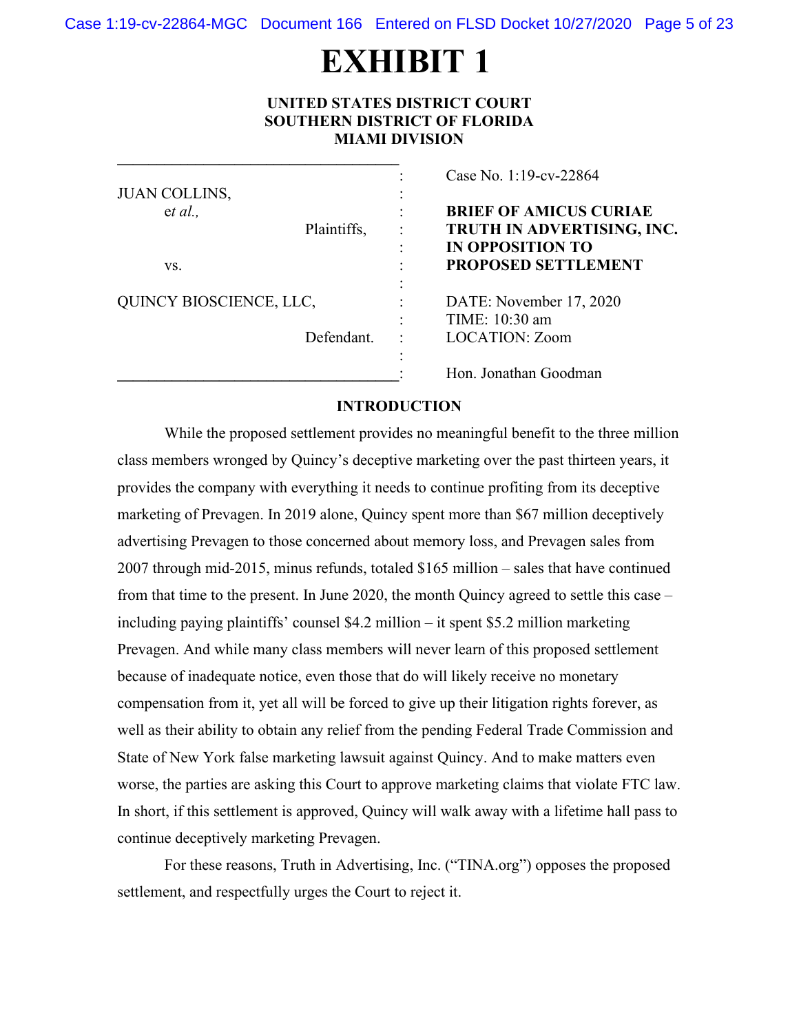# EXHIBIT 1

**UNITED STATES DISTRICT COURT**
**SOUTHERN DISTRICT OF FLORIDA**
**MIAMI DIVISION**

| | |
|---|---|
| JUAN COLLINS, *et al.*, Plaintiffs, | Case No. 1:19-cv-22864 |
| vs. | **BRIEF OF AMICUS CURIAE TRUTH IN ADVERTISING, INC. IN OPPOSITION TO PROPOSED SETTLEMENT** |
| QUINCY BIOSCIENCE, LLC, Defendant. | DATE: November 17, 2020<br>TIME: 10:30 am<br>LOCATION: Zoom |
| | Hon. Jonathan Goodman |

## INTRODUCTION

While the proposed settlement provides no meaningful benefit to the three million class members wronged by Quincy's deceptive marketing over the past thirteen years, it provides the company with everything it needs to continue profiting from its deceptive marketing of Prevagen. In 2019 alone, Quincy spent more than $67 million deceptively advertising Prevagen to those concerned about memory loss, and Prevagen sales from 2007 through mid-2015, minus refunds, totaled $165 million – sales that have continued from that time to the present. In June 2020, the month Quincy agreed to settle this case – including paying plaintiffs' counsel $4.2 million – it spent $5.2 million marketing Prevagen. And while many class members will never learn of this proposed settlement because of inadequate notice, even those that do will likely receive no monetary compensation from it, yet all will be forced to give up their litigation rights forever, as well as their ability to obtain any relief from the pending Federal Trade Commission and State of New York false marketing lawsuit against Quincy. And to make matters even worse, the parties are asking this Court to approve marketing claims that violate FTC law. In short, if this settlement is approved, Quincy will walk away with a lifetime hall pass to continue deceptively marketing Prevagen.

For these reasons, Truth in Advertising, Inc. ("TINA.org") opposes the proposed settlement, and respectfully urges the Court to reject it.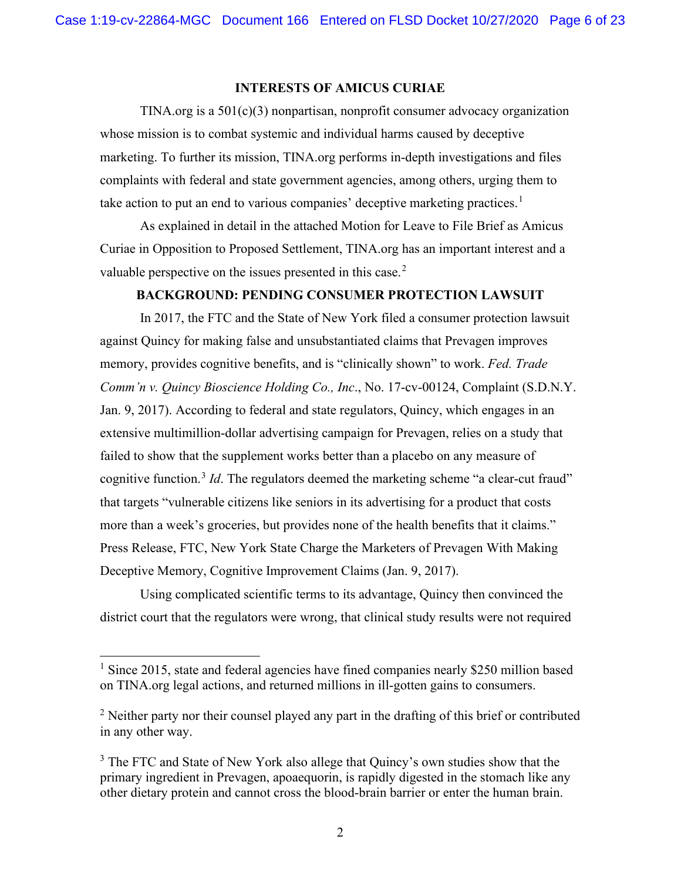## INTERESTS OF AMICUS CURIAE

TINA.org is a 501(c)(3) nonpartisan, nonprofit consumer advocacy organization whose mission is to combat systemic and individual harms caused by deceptive marketing. To further its mission, TINA.org performs in-depth investigations and files complaints with federal and state government agencies, among others, urging them to take action to put an end to various companies' deceptive marketing practices.[1]

As explained in detail in the attached Motion for Leave to File Brief as Amicus Curiae in Opposition to Proposed Settlement, TINA.org has an important interest and a valuable perspective on the issues presented in this case.[2]

## BACKGROUND: PENDING CONSUMER PROTECTION LAWSUIT

In 2017, the FTC and the State of New York filed a consumer protection lawsuit against Quincy for making false and unsubstantiated claims that Prevagen improves memory, provides cognitive benefits, and is "clinically shown" to work. *Fed. Trade Comm'n v. Quincy Bioscience Holding Co., Inc*., No. 17-cv-00124, Complaint (S.D.N.Y. Jan. 9, 2017). According to federal and state regulators, Quincy, which engages in an extensive multimillion-dollar advertising campaign for Prevagen, relies on a study that failed to show that the supplement works better than a placebo on any measure of cognitive function.[3] *Id*. The regulators deemed the marketing scheme "a clear-cut fraud" that targets "vulnerable citizens like seniors in its advertising for a product that costs more than a week's groceries, but provides none of the health benefits that it claims." Press Release, FTC, New York State Charge the Marketers of Prevagen With Making Deceptive Memory, Cognitive Improvement Claims (Jan. 9, 2017).

Using complicated scientific terms to its advantage, Quincy then convinced the district court that the regulators were wrong, that clinical study results were not required

---

[1] Since 2015, state and federal agencies have fined companies nearly $250 million based on TINA.org legal actions, and returned millions in ill-gotten gains to consumers.

[2] Neither party nor their counsel played any part in the drafting of this brief or contributed in any other way.

[3] The FTC and State of New York also allege that Quincy's own studies show that the primary ingredient in Prevagen, apoaequorin, is rapidly digested in the stomach like any other dietary protein and cannot cross the blood-brain barrier or enter the human brain.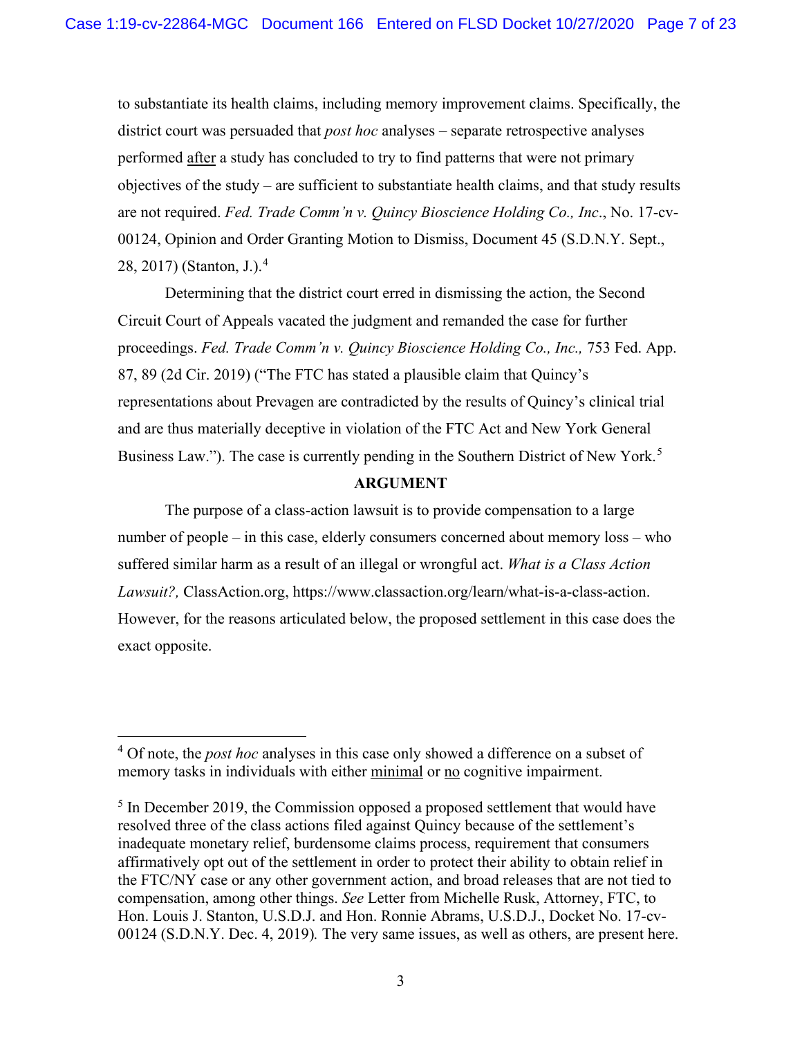to substantiate its health claims, including memory improvement claims. Specifically, the district court was persuaded that *post hoc* analyses – separate retrospective analyses performed after a study has concluded to try to find patterns that were not primary objectives of the study – are sufficient to substantiate health claims, and that study results are not required. *Fed. Trade Comm'n v. Quincy Bioscience Holding Co., Inc*., No. 17-cv-00124, Opinion and Order Granting Motion to Dismiss, Document 45 (S.D.N.Y. Sept., 28, 2017) (Stanton, J.).[4]

Determining that the district court erred in dismissing the action, the Second Circuit Court of Appeals vacated the judgment and remanded the case for further proceedings. *Fed. Trade Comm'n v. Quincy Bioscience Holding Co., Inc.,* 753 Fed. App. 87, 89 (2d Cir. 2019) ("The FTC has stated a plausible claim that Quincy's representations about Prevagen are contradicted by the results of Quincy's clinical trial and are thus materially deceptive in violation of the FTC Act and New York General Business Law."). The case is currently pending in the Southern District of New York.[5]

## ARGUMENT

The purpose of a class-action lawsuit is to provide compensation to a large number of people – in this case, elderly consumers concerned about memory loss – who suffered similar harm as a result of an illegal or wrongful act. *What is a Class Action Lawsuit?,* ClassAction.org, https://www.classaction.org/learn/what-is-a-class-action. However, for the reasons articulated below, the proposed settlement in this case does the exact opposite.

---

[4] Of note, the *post hoc* analyses in this case only showed a difference on a subset of memory tasks in individuals with either minimal or no cognitive impairment.

[5] In December 2019, the Commission opposed a proposed settlement that would have resolved three of the class actions filed against Quincy because of the settlement's inadequate monetary relief, burdensome claims process, requirement that consumers affirmatively opt out of the settlement in order to protect their ability to obtain relief in the FTC/NY case or any other government action, and broad releases that are not tied to compensation, among other things. *See* Letter from Michelle Rusk, Attorney, FTC, to Hon. Louis J. Stanton, U.S.D.J. and Hon. Ronnie Abrams, U.S.D.J., Docket No. 17-cv-00124 (S.D.N.Y. Dec. 4, 2019)*.* The very same issues, as well as others, are present here.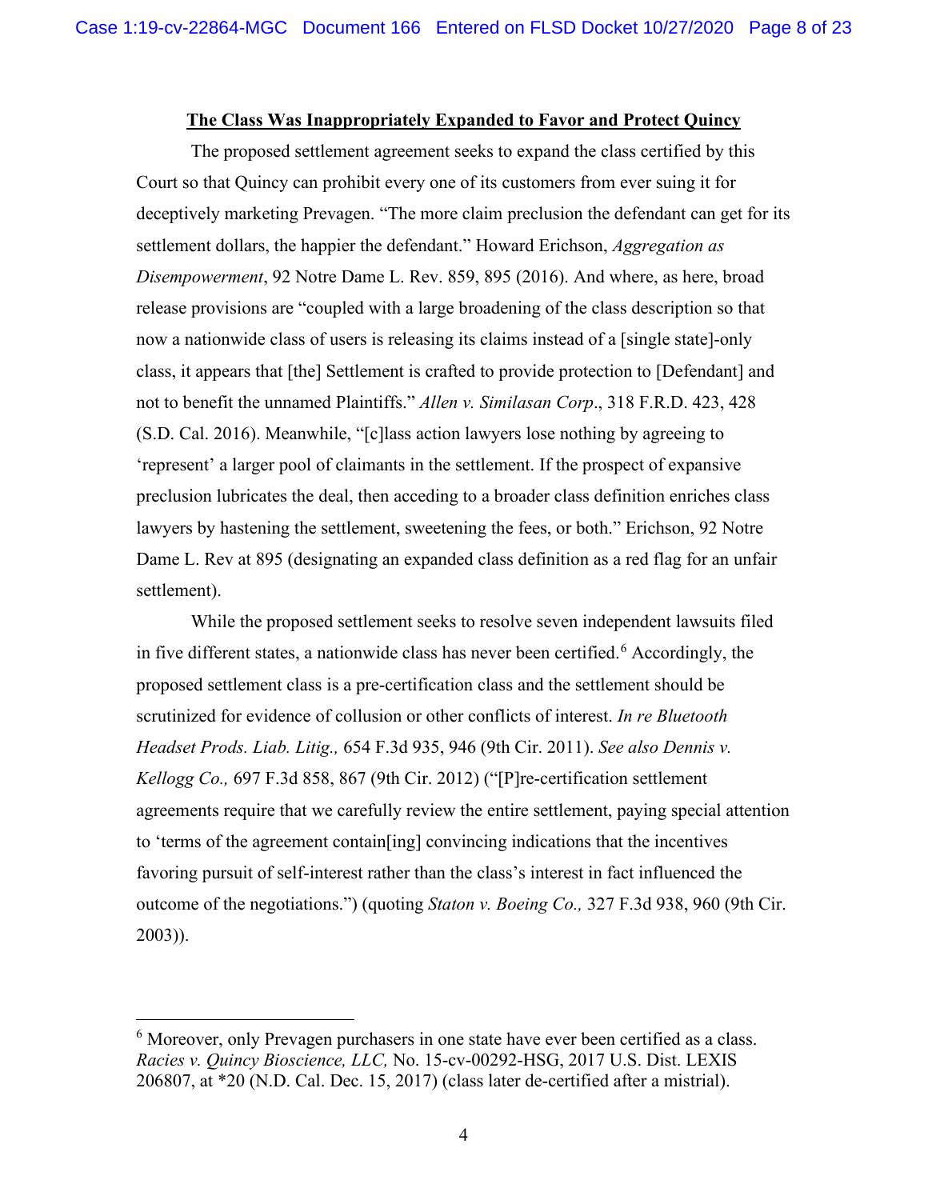**The Class Was Inappropriately Expanded to Favor and Protect Quincy**

The proposed settlement agreement seeks to expand the class certified by this Court so that Quincy can prohibit every one of its customers from ever suing it for deceptively marketing Prevagen. "The more claim preclusion the defendant can get for its settlement dollars, the happier the defendant." Howard Erichson, *Aggregation as Disempowerment*, 92 Notre Dame L. Rev. 859, 895 (2016). And where, as here, broad release provisions are "coupled with a large broadening of the class description so that now a nationwide class of users is releasing its claims instead of a [single state]-only class, it appears that [the] Settlement is crafted to provide protection to [Defendant] and not to benefit the unnamed Plaintiffs." *Allen v. Similasan Corp*., 318 F.R.D. 423, 428 (S.D. Cal. 2016). Meanwhile, "[c]lass action lawyers lose nothing by agreeing to 'represent' a larger pool of claimants in the settlement. If the prospect of expansive preclusion lubricates the deal, then acceding to a broader class definition enriches class lawyers by hastening the settlement, sweetening the fees, or both." Erichson, 92 Notre Dame L. Rev at 895 (designating an expanded class definition as a red flag for an unfair settlement).

While the proposed settlement seeks to resolve seven independent lawsuits filed in five different states, a nationwide class has never been certified.[6] Accordingly, the proposed settlement class is a pre-certification class and the settlement should be scrutinized for evidence of collusion or other conflicts of interest. *In re Bluetooth Headset Prods. Liab. Litig.,* 654 F.3d 935, 946 (9th Cir. 2011). *See also Dennis v. Kellogg Co.,* 697 F.3d 858, 867 (9th Cir. 2012) ("[P]re-certification settlement agreements require that we carefully review the entire settlement, paying special attention to 'terms of the agreement contain[ing] convincing indications that the incentives favoring pursuit of self-interest rather than the class's interest in fact influenced the outcome of the negotiations.") (quoting *Staton v. Boeing Co.,* 327 F.3d 938, 960 (9th Cir. 2003)).

[6] Moreover, only Prevagen purchasers in one state have ever been certified as a class. *Racies v. Quincy Bioscience, LLC,* No. 15-cv-00292-HSG, 2017 U.S. Dist. LEXIS 206807, at *20 (N.D. Cal. Dec. 15, 2017) (class later de-certified after a mistrial).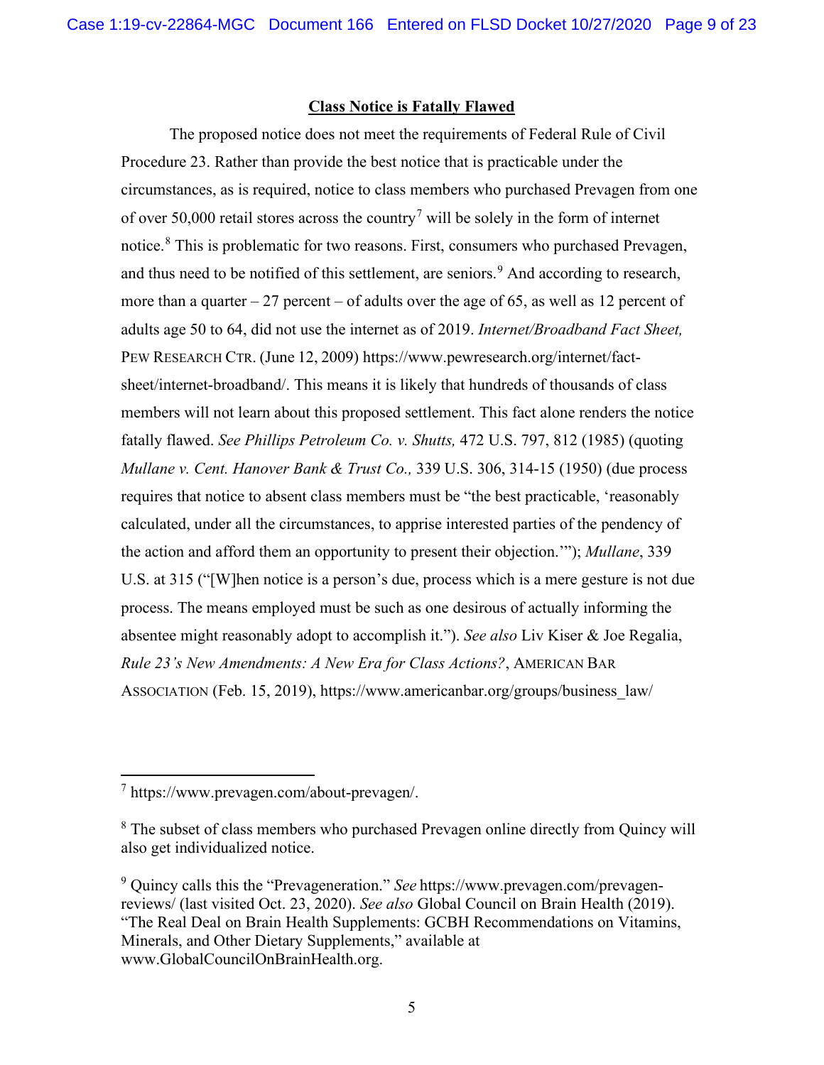**Class Notice is Fatally Flawed**

The proposed notice does not meet the requirements of Federal Rule of Civil Procedure 23. Rather than provide the best notice that is practicable under the circumstances, as is required, notice to class members who purchased Prevagen from one of over 50,000 retail stores across the country[7] will be solely in the form of internet notice.[8] This is problematic for two reasons. First, consumers who purchased Prevagen, and thus need to be notified of this settlement, are seniors.[9] And according to research, more than a quarter – 27 percent – of adults over the age of 65, as well as 12 percent of adults age 50 to 64, did not use the internet as of 2019. *Internet/Broadband Fact Sheet,* PEW RESEARCH CTR. (June 12, 2009) https://www.pewresearch.org/internet/fact-sheet/internet-broadband/. This means it is likely that hundreds of thousands of class members will not learn about this proposed settlement. This fact alone renders the notice fatally flawed. *See Phillips Petroleum Co. v. Shutts,* 472 U.S. 797, 812 (1985) (quoting *Mullane v. Cent. Hanover Bank & Trust Co.,* 339 U.S. 306, 314-15 (1950) (due process requires that notice to absent class members must be "the best practicable, 'reasonably calculated, under all the circumstances, to apprise interested parties of the pendency of the action and afford them an opportunity to present their objection.'"); *Mullane*, 339 U.S. at 315 ("[W]hen notice is a person's due, process which is a mere gesture is not due process. The means employed must be such as one desirous of actually informing the absentee might reasonably adopt to accomplish it."). *See also* Liv Kiser & Joe Regalia, *Rule 23's New Amendments: A New Era for Class Actions?*, AMERICAN BAR ASSOCIATION (Feb. 15, 2019), https://www.americanbar.org/groups/business_law/

---

[7] https://www.prevagen.com/about-prevagen/.

[8] The subset of class members who purchased Prevagen online directly from Quincy will also get individualized notice.

[9] Quincy calls this the "Prevageneration." *See* https://www.prevagen.com/prevagen-reviews/ (last visited Oct. 23, 2020). *See also* Global Council on Brain Health (2019). "The Real Deal on Brain Health Supplements: GCBH Recommendations on Vitamins, Minerals, and Other Dietary Supplements," available at www.GlobalCouncilOnBrainHealth.org.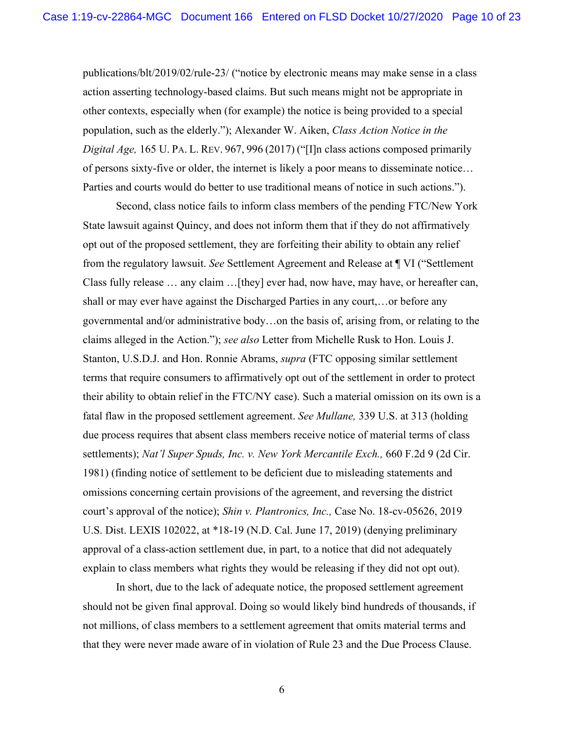publications/blt/2019/02/rule-23/ ("notice by electronic means may make sense in a class action asserting technology-based claims. But such means might not be appropriate in other contexts, especially when (for example) the notice is being provided to a special population, such as the elderly."); Alexander W. Aiken, *Class Action Notice in the Digital Age,* 165 U. PA. L. REV. 967, 996 (2017) ("[I]n class actions composed primarily of persons sixty-five or older, the internet is likely a poor means to disseminate notice… Parties and courts would do better to use traditional means of notice in such actions.").

Second, class notice fails to inform class members of the pending FTC/New York State lawsuit against Quincy, and does not inform them that if they do not affirmatively opt out of the proposed settlement, they are forfeiting their ability to obtain any relief from the regulatory lawsuit. *See* Settlement Agreement and Release at ¶ VI ("Settlement Class fully release … any claim …[they] ever had, now have, may have, or hereafter can, shall or may ever have against the Discharged Parties in any court,…or before any governmental and/or administrative body…on the basis of, arising from, or relating to the claims alleged in the Action."); *see also* Letter from Michelle Rusk to Hon. Louis J. Stanton, U.S.D.J. and Hon. Ronnie Abrams, *supra* (FTC opposing similar settlement terms that require consumers to affirmatively opt out of the settlement in order to protect their ability to obtain relief in the FTC/NY case). Such a material omission on its own is a fatal flaw in the proposed settlement agreement. *See Mullane,* 339 U.S. at 313 (holding due process requires that absent class members receive notice of material terms of class settlements); *Nat'l Super Spuds, Inc. v. New York Mercantile Exch.,* 660 F.2d 9 (2d Cir. 1981) (finding notice of settlement to be deficient due to misleading statements and omissions concerning certain provisions of the agreement, and reversing the district court's approval of the notice); *Shin v. Plantronics, Inc.,* Case No. 18-cv-05626, 2019 U.S. Dist. LEXIS 102022, at *18-19 (N.D. Cal. June 17, 2019) (denying preliminary approval of a class-action settlement due, in part, to a notice that did not adequately explain to class members what rights they would be releasing if they did not opt out).

In short, due to the lack of adequate notice, the proposed settlement agreement should not be given final approval. Doing so would likely bind hundreds of thousands, if not millions, of class members to a settlement agreement that omits material terms and that they were never made aware of in violation of Rule 23 and the Due Process Clause.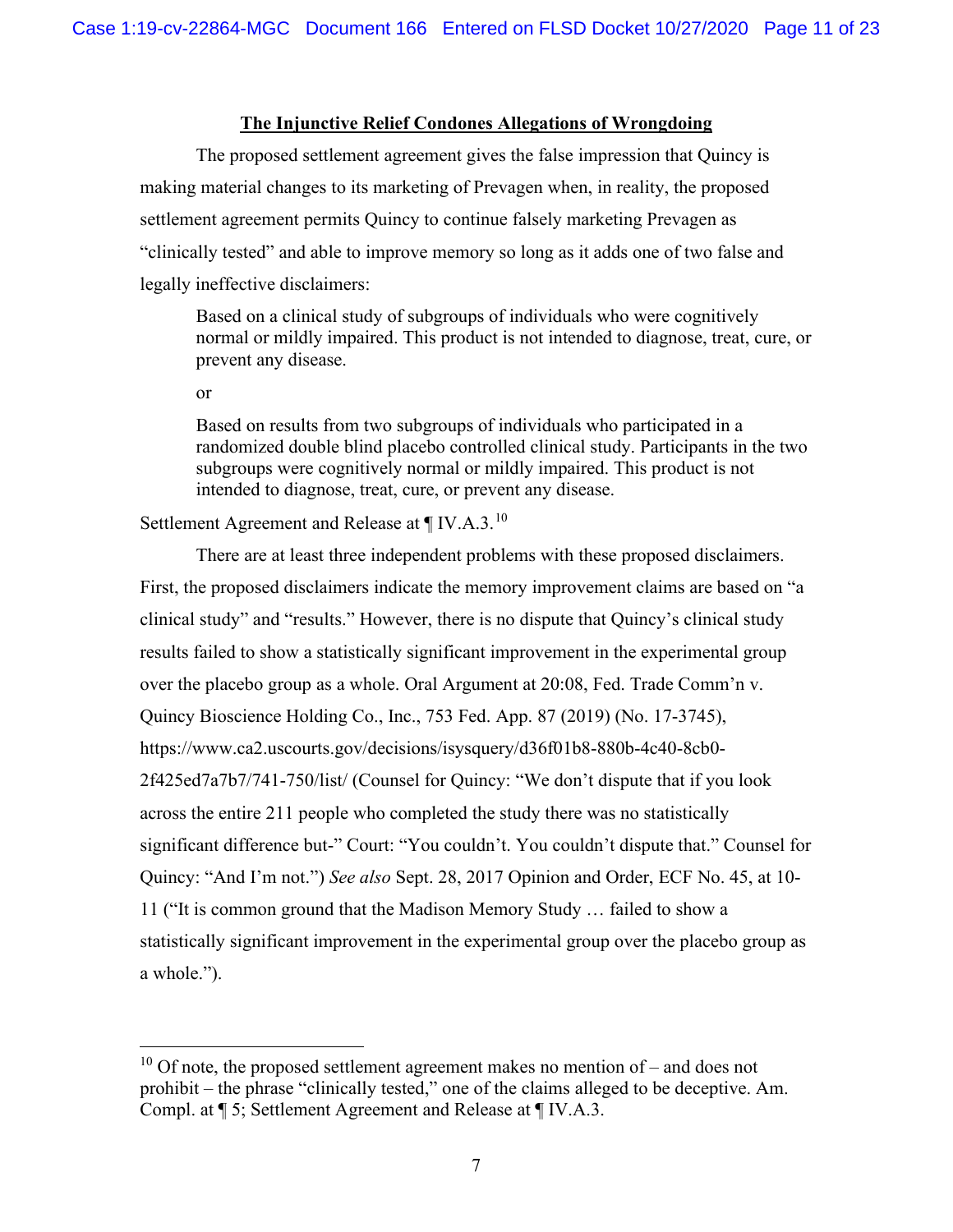**The Injunctive Relief Condones Allegations of Wrongdoing**

The proposed settlement agreement gives the false impression that Quincy is making material changes to its marketing of Prevagen when, in reality, the proposed settlement agreement permits Quincy to continue falsely marketing Prevagen as "clinically tested" and able to improve memory so long as it adds one of two false and legally ineffective disclaimers:

> Based on a clinical study of subgroups of individuals who were cognitively normal or mildly impaired. This product is not intended to diagnose, treat, cure, or prevent any disease.
>
> or
>
> Based on results from two subgroups of individuals who participated in a randomized double blind placebo controlled clinical study. Participants in the two subgroups were cognitively normal or mildly impaired. This product is not intended to diagnose, treat, cure, or prevent any disease.

Settlement Agreement and Release at ¶ IV.A.3.[10]

There are at least three independent problems with these proposed disclaimers. First, the proposed disclaimers indicate the memory improvement claims are based on "a clinical study" and "results." However, there is no dispute that Quincy's clinical study results failed to show a statistically significant improvement in the experimental group over the placebo group as a whole. Oral Argument at 20:08, Fed. Trade Comm'n v. Quincy Bioscience Holding Co., Inc., 753 Fed. App. 87 (2019) (No. 17-3745), https://www.ca2.uscourts.gov/decisions/isysquery/d36f01b8-880b-4c40-8cb0-2f425ed7a7b7/741-750/list/ (Counsel for Quincy: "We don't dispute that if you look across the entire 211 people who completed the study there was no statistically significant difference but-" Court: "You couldn't. You couldn't dispute that." Counsel for Quincy: "And I'm not.") *See also* Sept. 28, 2017 Opinion and Order, ECF No. 45, at 10-11 ("It is common ground that the Madison Memory Study … failed to show a statistically significant improvement in the experimental group over the placebo group as a whole.").

---

[10] Of note, the proposed settlement agreement makes no mention of – and does not prohibit – the phrase "clinically tested," one of the claims alleged to be deceptive. Am. Compl. at ¶ 5; Settlement Agreement and Release at ¶ IV.A.3.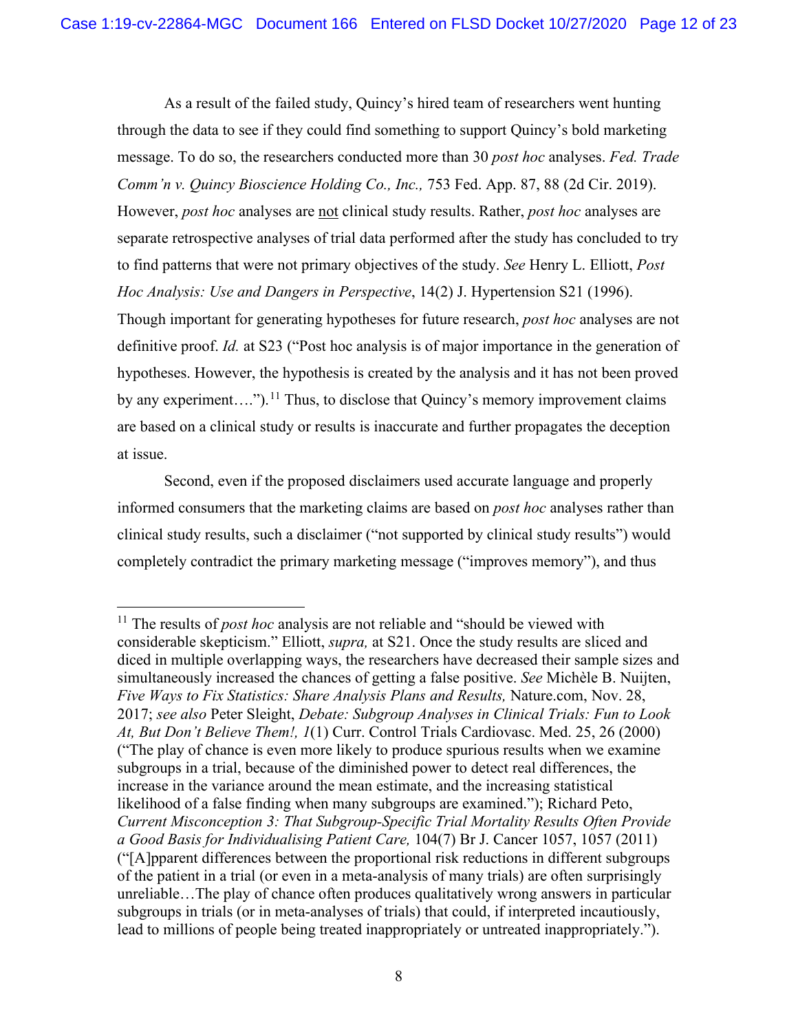As a result of the failed study, Quincy's hired team of researchers went hunting through the data to see if they could find something to support Quincy's bold marketing message. To do so, the researchers conducted more than 30 *post hoc* analyses. *Fed. Trade Comm'n v. Quincy Bioscience Holding Co., Inc.,* 753 Fed. App. 87, 88 (2d Cir. 2019). However, *post hoc* analyses are not clinical study results. Rather, *post hoc* analyses are separate retrospective analyses of trial data performed after the study has concluded to try to find patterns that were not primary objectives of the study. *See* Henry L. Elliott, *Post Hoc Analysis: Use and Dangers in Perspective*, 14(2) J. Hypertension S21 (1996). Though important for generating hypotheses for future research, *post hoc* analyses are not definitive proof. *Id.* at S23 ("Post hoc analysis is of major importance in the generation of hypotheses. However, the hypothesis is created by the analysis and it has not been proved by any experiment….").[11] Thus, to disclose that Quincy's memory improvement claims are based on a clinical study or results is inaccurate and further propagates the deception at issue.

Second, even if the proposed disclaimers used accurate language and properly informed consumers that the marketing claims are based on *post hoc* analyses rather than clinical study results, such a disclaimer ("not supported by clinical study results") would completely contradict the primary marketing message ("improves memory"), and thus

---

[11] The results of *post hoc* analysis are not reliable and "should be viewed with considerable skepticism." Elliott, *supra,* at S21. Once the study results are sliced and diced in multiple overlapping ways, the researchers have decreased their sample sizes and simultaneously increased the chances of getting a false positive. *See* Michèle B. Nuijten, *Five Ways to Fix Statistics: Share Analysis Plans and Results,* Nature.com, Nov. 28, 2017; *see also* Peter Sleight, *Debate: Subgroup Analyses in Clinical Trials: Fun to Look At, But Don't Believe Them!, 1*(1) Curr. Control Trials Cardiovasc. Med. 25, 26 (2000) ("The play of chance is even more likely to produce spurious results when we examine subgroups in a trial, because of the diminished power to detect real differences, the increase in the variance around the mean estimate, and the increasing statistical likelihood of a false finding when many subgroups are examined."); Richard Peto, *Current Misconception 3: That Subgroup-Specific Trial Mortality Results Often Provide a Good Basis for Individualising Patient Care,* 104(7) Br J. Cancer 1057, 1057 (2011) ("[A]pparent differences between the proportional risk reductions in different subgroups of the patient in a trial (or even in a meta-analysis of many trials) are often surprisingly unreliable…The play of chance often produces qualitatively wrong answers in particular subgroups in trials (or in meta-analyses of trials) that could, if interpreted incautiously, lead to millions of people being treated inappropriately or untreated inappropriately.").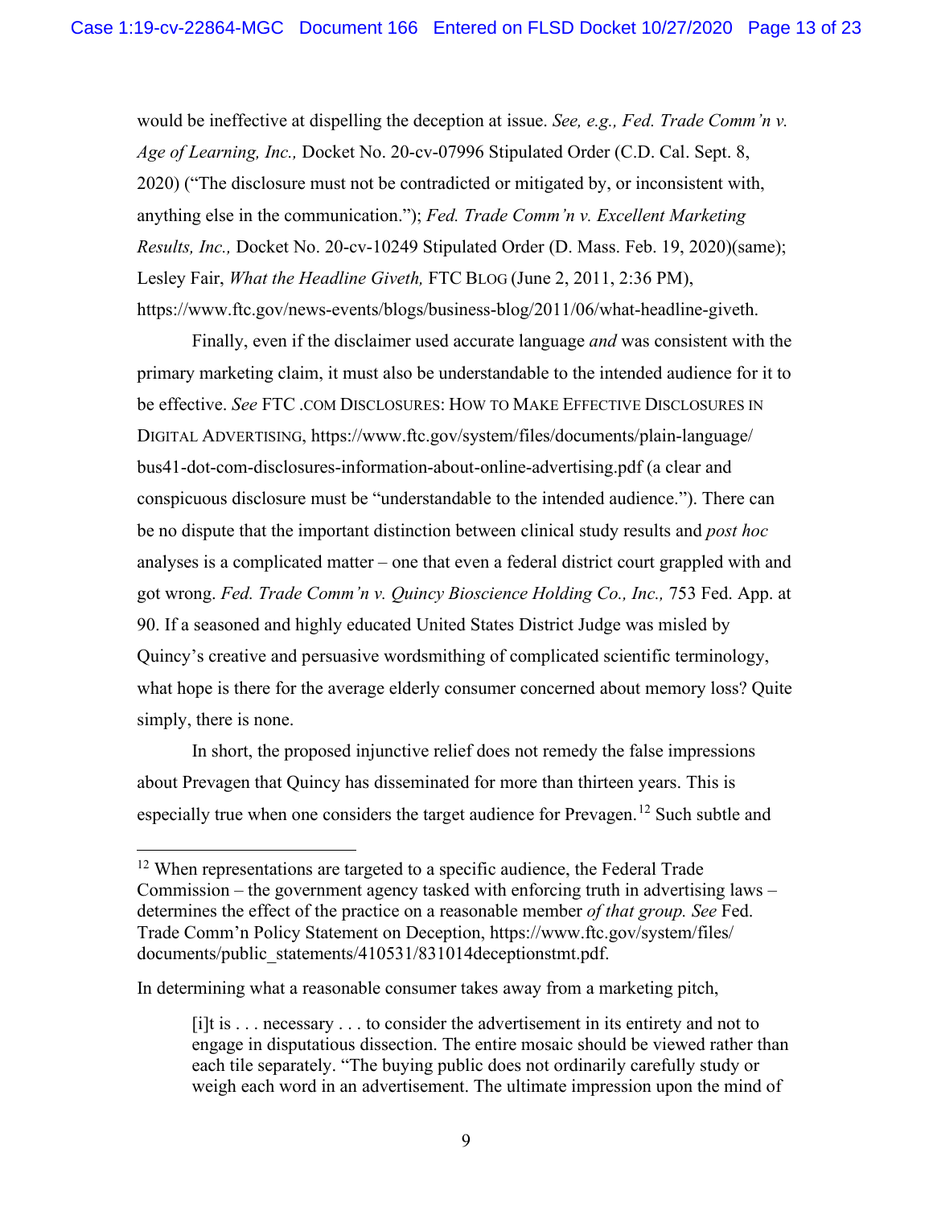would be ineffective at dispelling the deception at issue. *See, e.g., Fed. Trade Comm'n v. Age of Learning, Inc.,* Docket No. 20-cv-07996 Stipulated Order (C.D. Cal. Sept. 8, 2020) ("The disclosure must not be contradicted or mitigated by, or inconsistent with, anything else in the communication."); *Fed. Trade Comm'n v. Excellent Marketing Results, Inc.,* Docket No. 20-cv-10249 Stipulated Order (D. Mass. Feb. 19, 2020)(same); Lesley Fair, *What the Headline Giveth,* FTC BLOG (June 2, 2011, 2:36 PM), https://www.ftc.gov/news-events/blogs/business-blog/2011/06/what-headline-giveth.

Finally, even if the disclaimer used accurate language *and* was consistent with the primary marketing claim, it must also be understandable to the intended audience for it to be effective. *See* FTC .COM DISCLOSURES: HOW TO MAKE EFFECTIVE DISCLOSURES IN DIGITAL ADVERTISING, https://www.ftc.gov/system/files/documents/plain-language/bus41-dot-com-disclosures-information-about-online-advertising.pdf (a clear and conspicuous disclosure must be "understandable to the intended audience."). There can be no dispute that the important distinction between clinical study results and *post hoc* analyses is a complicated matter – one that even a federal district court grappled with and got wrong. *Fed. Trade Comm'n v. Quincy Bioscience Holding Co., Inc.,* 753 Fed. App. at 90. If a seasoned and highly educated United States District Judge was misled by Quincy's creative and persuasive wordsmithing of complicated scientific terminology, what hope is there for the average elderly consumer concerned about memory loss? Quite simply, there is none.

In short, the proposed injunctive relief does not remedy the false impressions about Prevagen that Quincy has disseminated for more than thirteen years. This is especially true when one considers the target audience for Prevagen.[12] Such subtle and

---

[12] When representations are targeted to a specific audience, the Federal Trade Commission – the government agency tasked with enforcing truth in advertising laws – determines the effect of the practice on a reasonable member *of that group. See* Fed. Trade Comm'n Policy Statement on Deception, https://www.ftc.gov/system/files/documents/public_statements/410531/831014deceptionstmt.pdf.

In determining what a reasonable consumer takes away from a marketing pitch,

> [i]t is . . . necessary . . . to consider the advertisement in its entirety and not to engage in disputatious dissection. The entire mosaic should be viewed rather than each tile separately. "The buying public does not ordinarily carefully study or weigh each word in an advertisement. The ultimate impression upon the mind of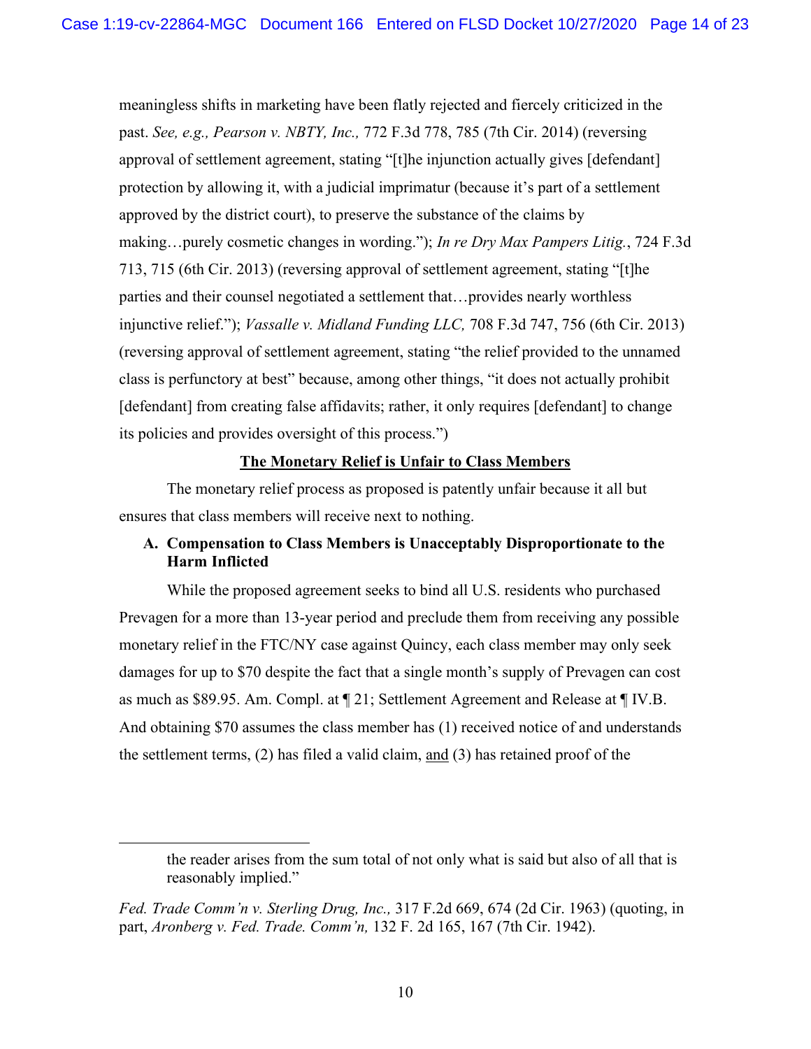meaningless shifts in marketing have been flatly rejected and fiercely criticized in the past. *See, e.g., Pearson v. NBTY, Inc.,* 772 F.3d 778, 785 (7th Cir. 2014) (reversing approval of settlement agreement, stating "[t]he injunction actually gives [defendant] protection by allowing it, with a judicial imprimatur (because it's part of a settlement approved by the district court), to preserve the substance of the claims by making…purely cosmetic changes in wording."); *In re Dry Max Pampers Litig.*, 724 F.3d 713, 715 (6th Cir. 2013) (reversing approval of settlement agreement, stating "[t]he parties and their counsel negotiated a settlement that…provides nearly worthless injunctive relief."); *Vassalle v. Midland Funding LLC,* 708 F.3d 747, 756 (6th Cir. 2013) (reversing approval of settlement agreement, stating "the relief provided to the unnamed class is perfunctory at best" because, among other things, "it does not actually prohibit [defendant] from creating false affidavits; rather, it only requires [defendant] to change its policies and provides oversight of this process.")

## The Monetary Relief is Unfair to Class Members

The monetary relief process as proposed is patently unfair because it all but ensures that class members will receive next to nothing.

### A. Compensation to Class Members is Unacceptably Disproportionate to the Harm Inflicted

While the proposed agreement seeks to bind all U.S. residents who purchased Prevagen for a more than 13-year period and preclude them from receiving any possible monetary relief in the FTC/NY case against Quincy, each class member may only seek damages for up to $70 despite the fact that a single month's supply of Prevagen can cost as much as $89.95. Am. Compl. at ¶ 21; Settlement Agreement and Release at ¶ IV.B. And obtaining $70 assumes the class member has (1) received notice of and understands the settlement terms, (2) has filed a valid claim, and (3) has retained proof of the

---

the reader arises from the sum total of not only what is said but also of all that is reasonably implied."

*Fed. Trade Comm'n v. Sterling Drug, Inc.,* 317 F.2d 669, 674 (2d Cir. 1963) (quoting, in part, *Aronberg v. Fed. Trade. Comm'n,* 132 F. 2d 165, 167 (7th Cir. 1942).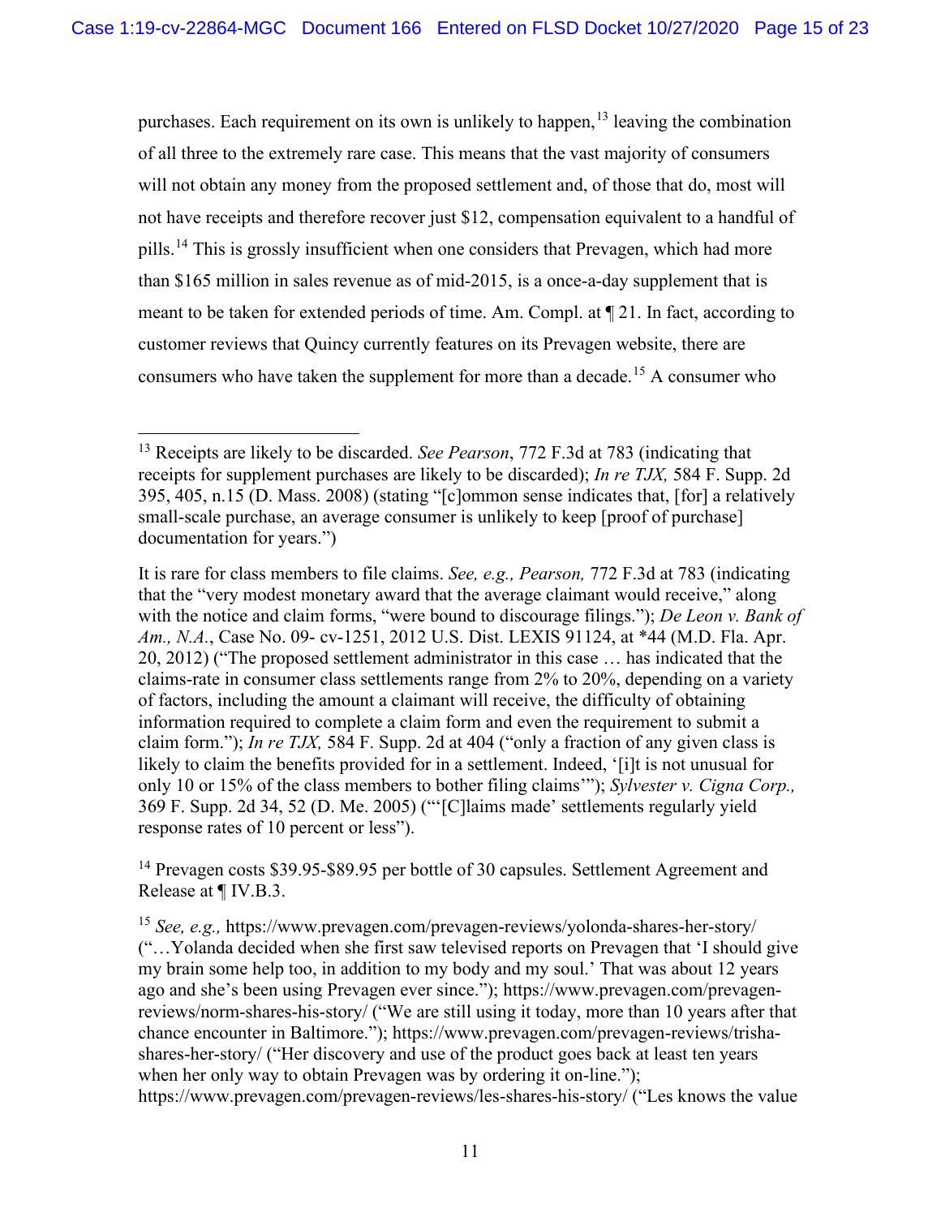purchases. Each requirement on its own is unlikely to happen,[13] leaving the combination of all three to the extremely rare case. This means that the vast majority of consumers will not obtain any money from the proposed settlement and, of those that do, most will not have receipts and therefore recover just $12, compensation equivalent to a handful of pills.[14] This is grossly insufficient when one considers that Prevagen, which had more than $165 million in sales revenue as of mid-2015, is a once-a-day supplement that is meant to be taken for extended periods of time. Am. Compl. at ¶ 21. In fact, according to customer reviews that Quincy currently features on its Prevagen website, there are consumers who have taken the supplement for more than a decade.[15] A consumer who

---

[13] Receipts are likely to be discarded. *See Pearson*, 772 F.3d at 783 (indicating that receipts for supplement purchases are likely to be discarded); *In re TJX,* 584 F. Supp. 2d 395, 405, n.15 (D. Mass. 2008) (stating "[c]ommon sense indicates that, [for] a relatively small-scale purchase, an average consumer is unlikely to keep [proof of purchase] documentation for years.")

It is rare for class members to file claims. *See, e.g., Pearson,* 772 F.3d at 783 (indicating that the "very modest monetary award that the average claimant would receive," along with the notice and claim forms, "were bound to discourage filings."); *De Leon v. Bank of Am., N.A.*, Case No. 09- cv-1251, 2012 U.S. Dist. LEXIS 91124, at *44 (M.D. Fla. Apr. 20, 2012) ("The proposed settlement administrator in this case … has indicated that the claims-rate in consumer class settlements range from 2% to 20%, depending on a variety of factors, including the amount a claimant will receive, the difficulty of obtaining information required to complete a claim form and even the requirement to submit a claim form."); *In re TJX,* 584 F. Supp. 2d at 404 ("only a fraction of any given class is likely to claim the benefits provided for in a settlement. Indeed, '[i]t is not unusual for only 10 or 15% of the class members to bother filing claims'"); *Sylvester v. Cigna Corp.,* 369 F. Supp. 2d 34, 52 (D. Me. 2005) ("'[C]laims made' settlements regularly yield response rates of 10 percent or less").

[14] Prevagen costs $39.95-$89.95 per bottle of 30 capsules. Settlement Agreement and Release at ¶ IV.B.3.

[15] *See, e.g.,* https://www.prevagen.com/prevagen-reviews/yolonda-shares-her-story/ ("…Yolanda decided when she first saw televised reports on Prevagen that 'I should give my brain some help too, in addition to my body and my soul.' That was about 12 years ago and she's been using Prevagen ever since."); https://www.prevagen.com/prevagen-reviews/norm-shares-his-story/ ("We are still using it today, more than 10 years after that chance encounter in Baltimore."); https://www.prevagen.com/prevagen-reviews/trisha-shares-her-story/ ("Her discovery and use of the product goes back at least ten years when her only way to obtain Prevagen was by ordering it on-line."); https://www.prevagen.com/prevagen-reviews/les-shares-his-story/ ("Les knows the value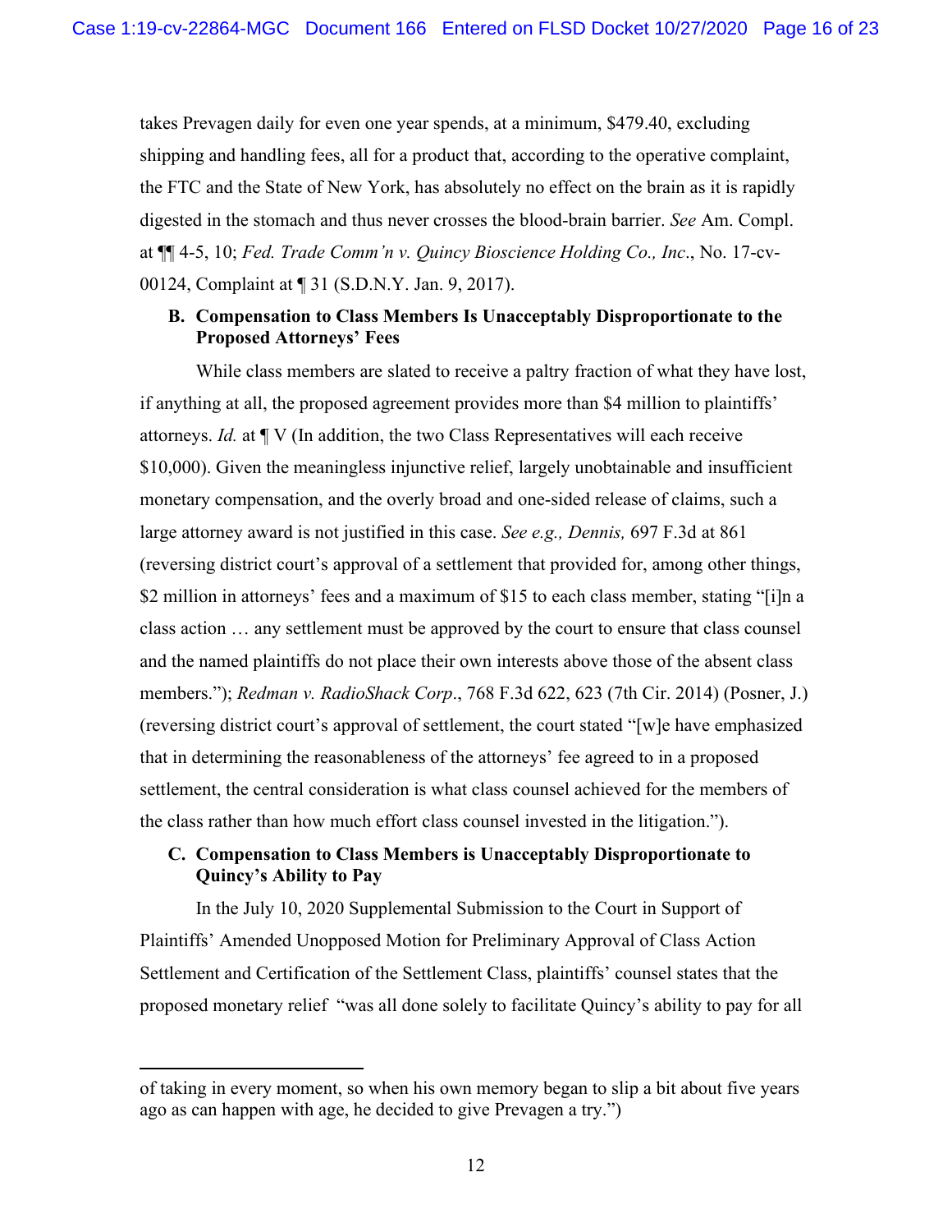takes Prevagen daily for even one year spends, at a minimum, $479.40, excluding shipping and handling fees, all for a product that, according to the operative complaint, the FTC and the State of New York, has absolutely no effect on the brain as it is rapidly digested in the stomach and thus never crosses the blood-brain barrier. *See* Am. Compl. at ¶¶ 4-5, 10; *Fed. Trade Comm'n v. Quincy Bioscience Holding Co., Inc*., No. 17-cv-00124, Complaint at ¶ 31 (S.D.N.Y. Jan. 9, 2017).

### B. Compensation to Class Members Is Unacceptably Disproportionate to the Proposed Attorneys' Fees

While class members are slated to receive a paltry fraction of what they have lost, if anything at all, the proposed agreement provides more than $4 million to plaintiffs' attorneys. *Id.* at ¶ V (In addition, the two Class Representatives will each receive $10,000). Given the meaningless injunctive relief, largely unobtainable and insufficient monetary compensation, and the overly broad and one-sided release of claims, such a large attorney award is not justified in this case. *See e.g., Dennis,* 697 F.3d at 861 (reversing district court's approval of a settlement that provided for, among other things, $2 million in attorneys' fees and a maximum of $15 to each class member, stating "[i]n a class action … any settlement must be approved by the court to ensure that class counsel and the named plaintiffs do not place their own interests above those of the absent class members."); *Redman v. RadioShack Corp*., 768 F.3d 622, 623 (7th Cir. 2014) (Posner, J.) (reversing district court's approval of settlement, the court stated "[w]e have emphasized that in determining the reasonableness of the attorneys' fee agreed to in a proposed settlement, the central consideration is what class counsel achieved for the members of the class rather than how much effort class counsel invested in the litigation.").

### C. Compensation to Class Members is Unacceptably Disproportionate to Quincy's Ability to Pay

In the July 10, 2020 Supplemental Submission to the Court in Support of Plaintiffs' Amended Unopposed Motion for Preliminary Approval of Class Action Settlement and Certification of the Settlement Class, plaintiffs' counsel states that the proposed monetary relief "was all done solely to facilitate Quincy's ability to pay for all

---

of taking in every moment, so when his own memory began to slip a bit about five years ago as can happen with age, he decided to give Prevagen a try.")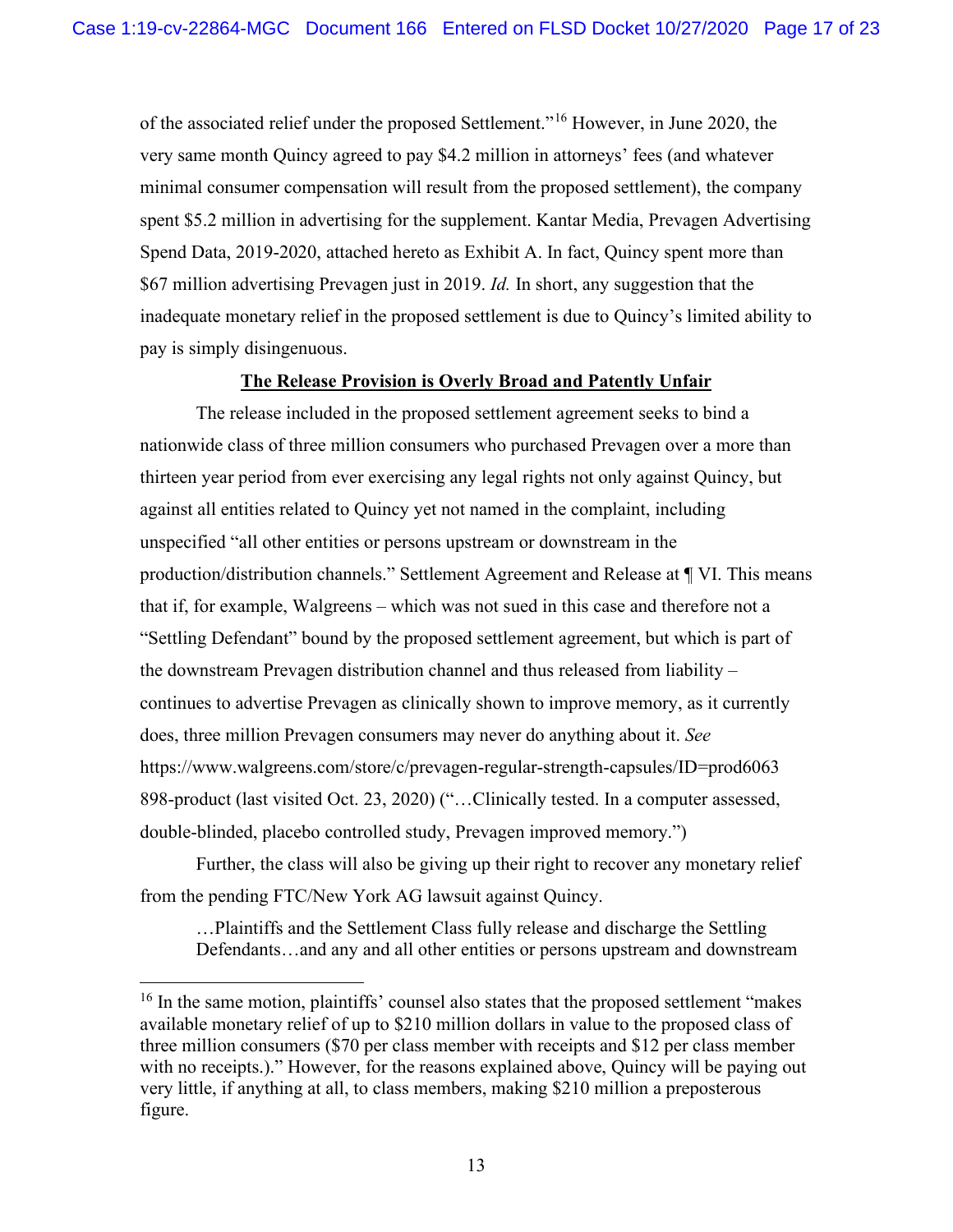of the associated relief under the proposed Settlement."[16] However, in June 2020, the very same month Quincy agreed to pay $4.2 million in attorneys' fees (and whatever minimal consumer compensation will result from the proposed settlement), the company spent $5.2 million in advertising for the supplement. Kantar Media, Prevagen Advertising Spend Data, 2019-2020, attached hereto as Exhibit A. In fact, Quincy spent more than $67 million advertising Prevagen just in 2019. *Id.* In short, any suggestion that the inadequate monetary relief in the proposed settlement is due to Quincy's limited ability to pay is simply disingenuous.

**The Release Provision is Overly Broad and Patently Unfair**

The release included in the proposed settlement agreement seeks to bind a nationwide class of three million consumers who purchased Prevagen over a more than thirteen year period from ever exercising any legal rights not only against Quincy, but against all entities related to Quincy yet not named in the complaint, including unspecified "all other entities or persons upstream or downstream in the production/distribution channels." Settlement Agreement and Release at ¶ VI. This means that if, for example, Walgreens – which was not sued in this case and therefore not a "Settling Defendant" bound by the proposed settlement agreement, but which is part of the downstream Prevagen distribution channel and thus released from liability – continues to advertise Prevagen as clinically shown to improve memory, as it currently does, three million Prevagen consumers may never do anything about it. *See* https://www.walgreens.com/store/c/prevagen-regular-strength-capsules/ID=prod6063898-product (last visited Oct. 23, 2020) ("…Clinically tested. In a computer assessed, double-blinded, placebo controlled study, Prevagen improved memory.")

Further, the class will also be giving up their right to recover any monetary relief from the pending FTC/New York AG lawsuit against Quincy.

> …Plaintiffs and the Settlement Class fully release and discharge the Settling Defendants…and any and all other entities or persons upstream and downstream

---

[16] In the same motion, plaintiffs' counsel also states that the proposed settlement "makes available monetary relief of up to $210 million dollars in value to the proposed class of three million consumers ($70 per class member with receipts and $12 per class member with no receipts.)." However, for the reasons explained above, Quincy will be paying out very little, if anything at all, to class members, making $210 million a preposterous figure.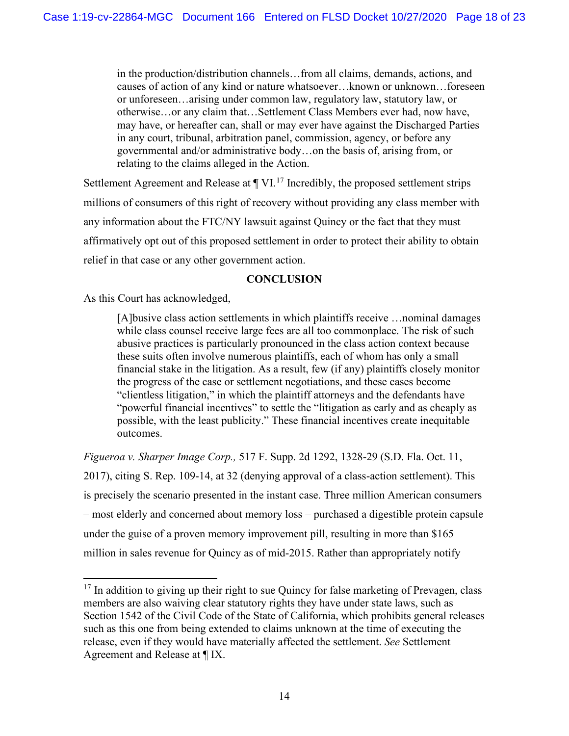> in the production/distribution channels…from all claims, demands, actions, and causes of action of any kind or nature whatsoever…known or unknown…foreseen or unforeseen…arising under common law, regulatory law, statutory law, or otherwise…or any claim that…Settlement Class Members ever had, now have, may have, or hereafter can, shall or may ever have against the Discharged Parties in any court, tribunal, arbitration panel, commission, agency, or before any governmental and/or administrative body…on the basis of, arising from, or relating to the claims alleged in the Action.

Settlement Agreement and Release at ¶ VI.[17] Incredibly, the proposed settlement strips millions of consumers of this right of recovery without providing any class member with any information about the FTC/NY lawsuit against Quincy or the fact that they must affirmatively opt out of this proposed settlement in order to protect their ability to obtain relief in that case or any other government action.

## CONCLUSION

As this Court has acknowledged,

> [A]busive class action settlements in which plaintiffs receive …nominal damages while class counsel receive large fees are all too commonplace. The risk of such abusive practices is particularly pronounced in the class action context because these suits often involve numerous plaintiffs, each of whom has only a small financial stake in the litigation. As a result, few (if any) plaintiffs closely monitor the progress of the case or settlement negotiations, and these cases become "clientless litigation," in which the plaintiff attorneys and the defendants have "powerful financial incentives" to settle the "litigation as early and as cheaply as possible, with the least publicity." These financial incentives create inequitable outcomes.

*Figueroa v. Sharper Image Corp.,* 517 F. Supp. 2d 1292, 1328-29 (S.D. Fla. Oct. 11, 2017), citing S. Rep. 109-14, at 32 (denying approval of a class-action settlement). This is precisely the scenario presented in the instant case. Three million American consumers – most elderly and concerned about memory loss – purchased a digestible protein capsule under the guise of a proven memory improvement pill, resulting in more than $165 million in sales revenue for Quincy as of mid-2015. Rather than appropriately notify

---

[17] In addition to giving up their right to sue Quincy for false marketing of Prevagen, class members are also waiving clear statutory rights they have under state laws, such as Section 1542 of the Civil Code of the State of California, which prohibits general releases such as this one from being extended to claims unknown at the time of executing the release, even if they would have materially affected the settlement. *See* Settlement Agreement and Release at ¶ IX.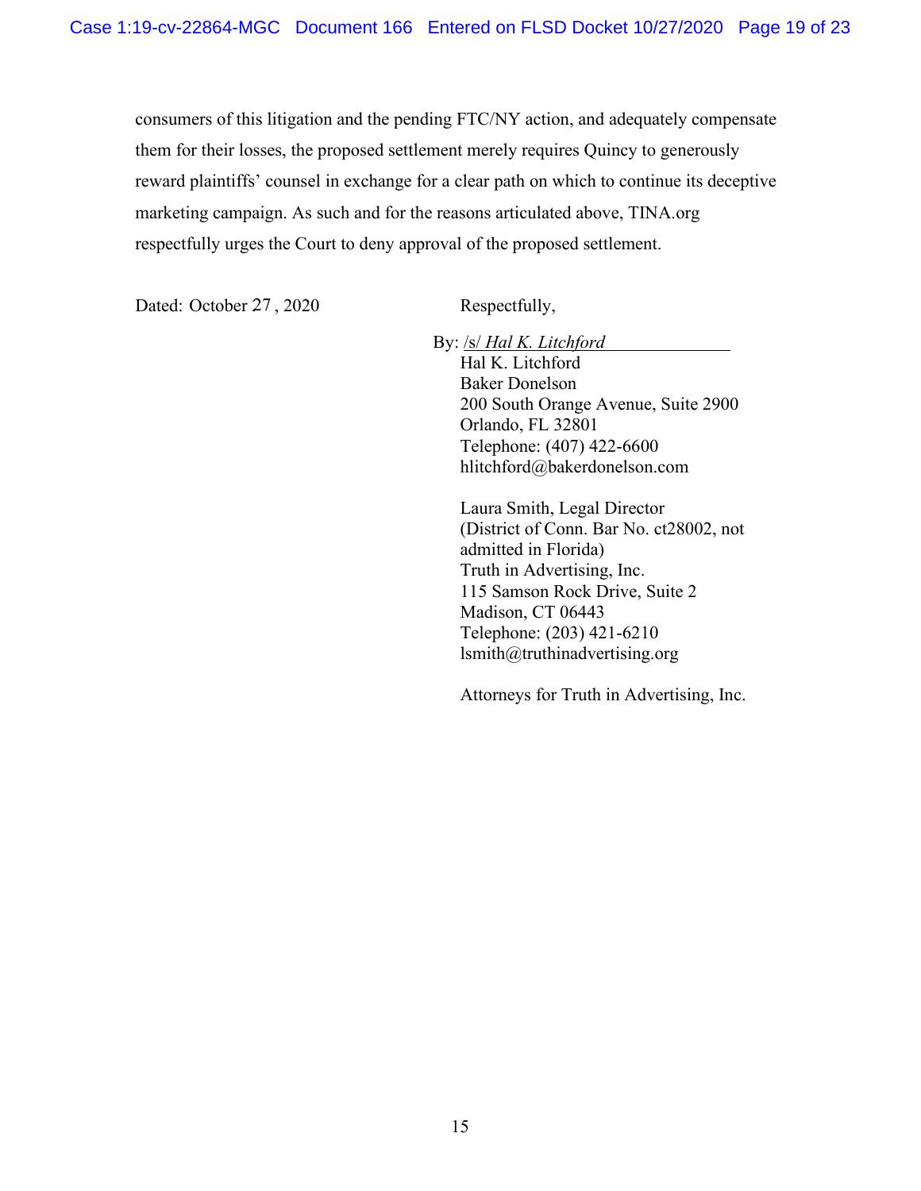consumers of this litigation and the pending FTC/NY action, and adequately compensate them for their losses, the proposed settlement merely requires Quincy to generously reward plaintiffs' counsel in exchange for a clear path on which to continue its deceptive marketing campaign. As such and for the reasons articulated above, TINA.org respectfully urges the Court to deny approval of the proposed settlement.

Dated: October 27 , 2020

Respectfully,

By: /s/ *Hal K. Litchford*
Hal K. Litchford
Baker Donelson
200 South Orange Avenue, Suite 2900
Orlando, FL 32801
Telephone: (407) 422-6600
hlitchford@bakerdonelson.com

Laura Smith, Legal Director
(District of Conn. Bar No. ct28002, not admitted in Florida)
Truth in Advertising, Inc.
115 Samson Rock Drive, Suite 2
Madison, CT 06443
Telephone: (203) 421-6210
lsmith@truthinadvertising.org

Attorneys for Truth in Advertising, Inc.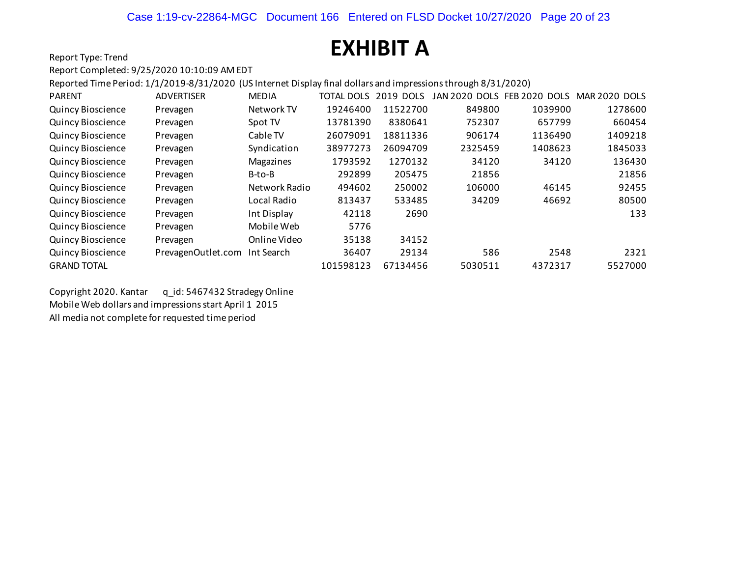# EXHIBIT A

Report Type: Trend

Report Completed: 9/25/2020 10:10:09 AM EDT

Reported Time Period: 1/1/2019-8/31/2020 (US Internet Display final dollars and impressions through 8/31/2020)

| PARENT | ADVERTISER | MEDIA | TOTAL DOLS | 2019 DOLS | JAN 2020 DOLS | FEB 2020 DOLS | MAR 2020 DOLS |
|---|---|---|---|---|---|---|---|
| Quincy Bioscience | Prevagen | Network TV | 19246400 | 11522700 | 849800 | 1039900 | 1278600 |
| Quincy Bioscience | Prevagen | Spot TV | 13781390 | 8380641 | 752307 | 657799 | 660454 |
| Quincy Bioscience | Prevagen | Cable TV | 26079091 | 18811336 | 906174 | 1136490 | 1409218 |
| Quincy Bioscience | Prevagen | Syndication | 38977273 | 26094709 | 2325459 | 1408623 | 1845033 |
| Quincy Bioscience | Prevagen | Magazines | 1793592 | 1270132 | 34120 | 34120 | 136430 |
| Quincy Bioscience | Prevagen | B-to-B | 292899 | 205475 | 21856 | | 21856 |
| Quincy Bioscience | Prevagen | Network Radio | 494602 | 250002 | 106000 | 46145 | 92455 |
| Quincy Bioscience | Prevagen | Local Radio | 813437 | 533485 | 34209 | 46692 | 80500 |
| Quincy Bioscience | Prevagen | Int Display | 42118 | 2690 | | | 133 |
| Quincy Bioscience | Prevagen | Mobile Web | 5776 | | | | |
| Quincy Bioscience | Prevagen | Online Video | 35138 | 34152 | | | |
| Quincy Bioscience | PrevagenOutlet.com | Int Search | 36407 | 29134 | 586 | 2548 | 2321 |
| GRAND TOTAL | | | 101598123 | 67134456 | 5030511 | 4372317 | 5527000 |

Copyright 2020. Kantar q_id: 5467432 Stradegy Online

Mobile Web dollars and impressions start April 1 2015

All media not complete for requested time period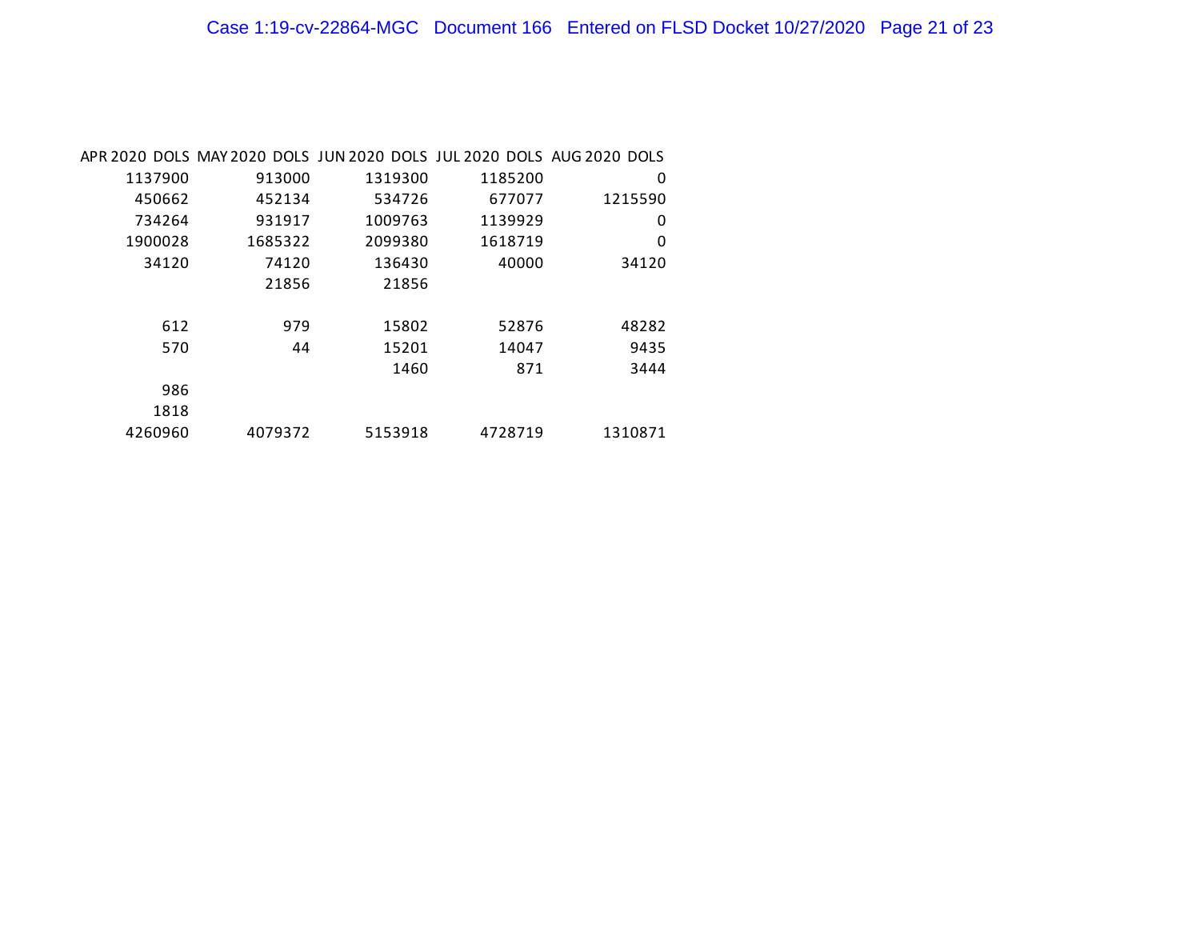| APR 2020 DOLS | MAY 2020 DOLS | JUN 2020 DOLS | JUL 2020 DOLS | AUG 2020 DOLS |
|---|---|---|---|---|
| 1137900 | 913000 | 1319300 | 1185200 | 0 |
| 450662 | 452134 | 534726 | 677077 | 1215590 |
| 734264 | 931917 | 1009763 | 1139929 | 0 |
| 1900028 | 1685322 | 2099380 | 1618719 | 0 |
| 34120 | 74120 | 136430 | 40000 | 34120 |
| | 21856 | 21856 | | |
| | | | | |
| 612 | 979 | 15802 | 52876 | 48282 |
| 570 | 44 | 15201 | 14047 | 9435 |
| | | 1460 | 871 | 3444 |
| 986 | | | | |
| 1818 | | | | |
| 4260960 | 4079372 | 5153918 | 4728719 | 1310871 |